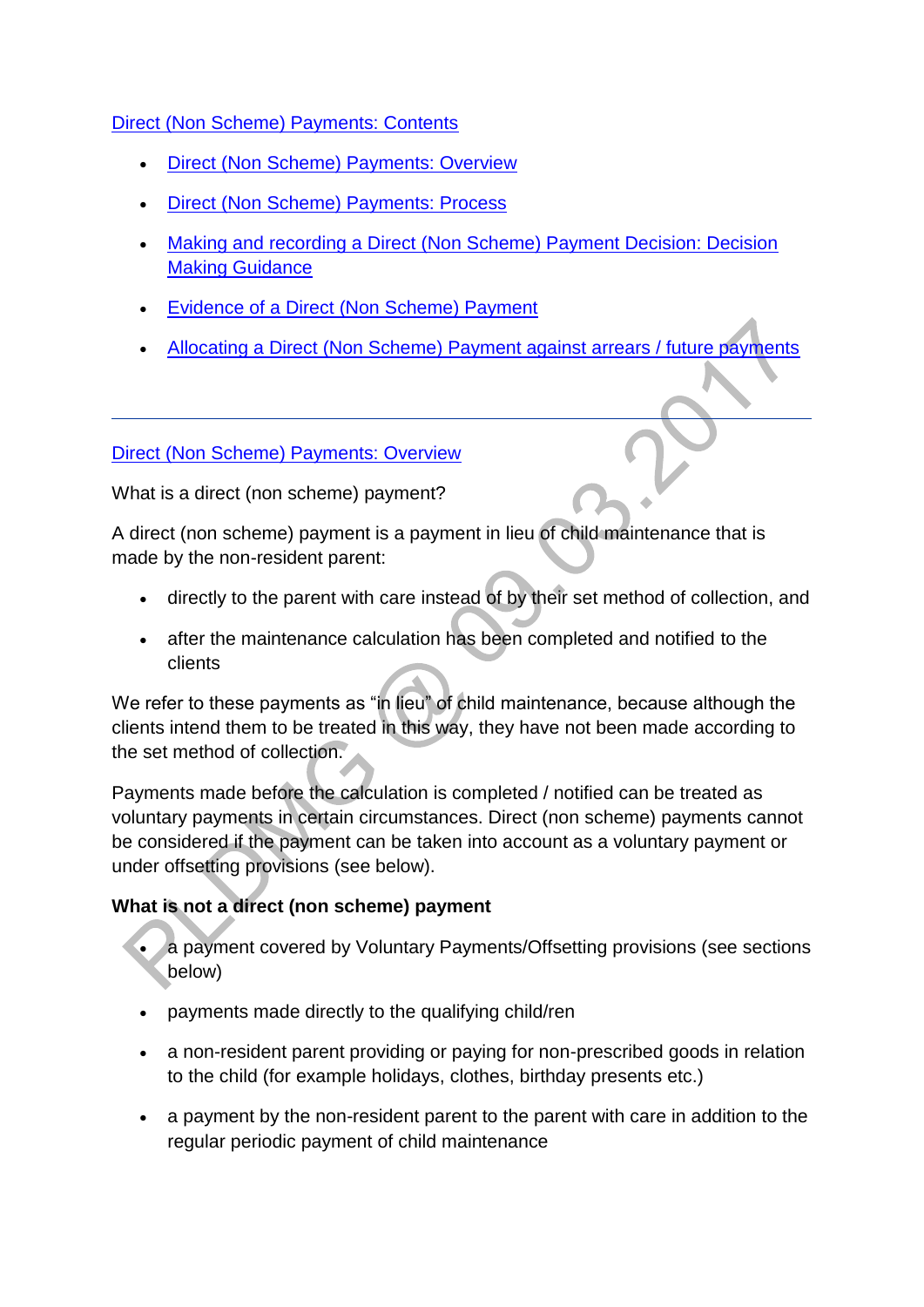[Direct (Non Scheme) Payments: Contents]

- [Direct (Non Scheme) Payments: Overview]
- [Direct (Non Scheme) Payments: Process]
- [Making and recording a Direct (Non Scheme) Payment Decision: Decision Making Guidance]
- [Evidence of a Direct (Non Scheme) Payment]
- [Allocating a Direct (Non Scheme) Payment against arrears / future payments]

---

[Direct (Non Scheme) Payments: Overview]

What is a direct (non scheme) payment?

A direct (non scheme) payment is a payment in lieu of child maintenance that is made by the non-resident parent:

- directly to the parent with care instead of by their set method of collection, and
- after the maintenance calculation has been completed and notified to the clients

We refer to these payments as "in lieu" of child maintenance, because although the clients intend them to be treated in this way, they have not been made according to the set method of collection.

Payments made before the calculation is completed / notified can be treated as voluntary payments in certain circumstances. Direct (non scheme) payments cannot be considered if the payment can be taken into account as a voluntary payment or under offsetting provisions (see below).

**What is not a direct (non scheme) payment**

- a payment covered by Voluntary Payments/Offsetting provisions (see sections below)
- payments made directly to the qualifying child/ren
- a non-resident parent providing or paying for non-prescribed goods in relation to the child (for example holidays, clothes, birthday presents etc.)
- a payment by the non-resident parent to the parent with care in addition to the regular periodic payment of child maintenance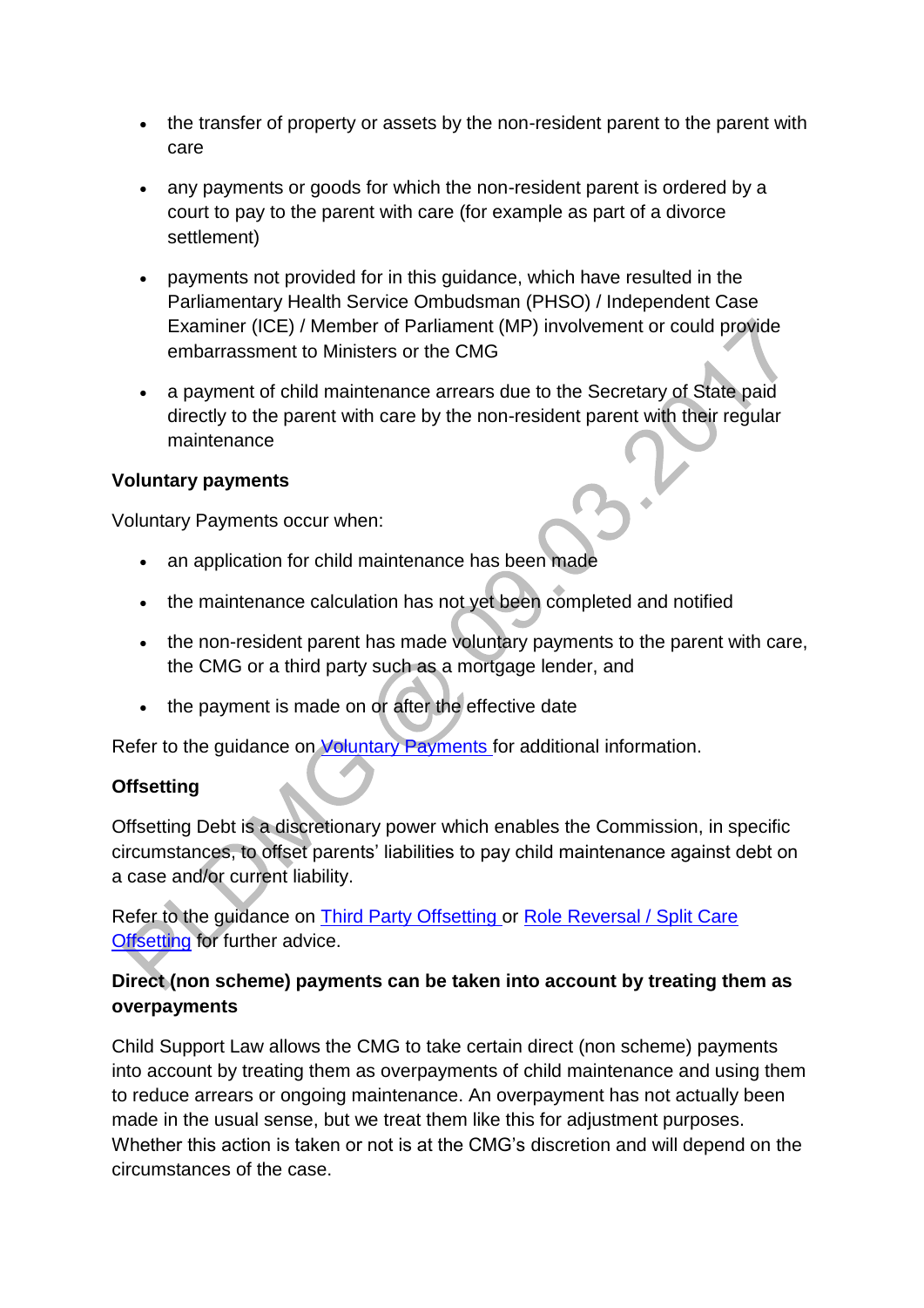- the transfer of property or assets by the non-resident parent to the parent with care
- any payments or goods for which the non-resident parent is ordered by a court to pay to the parent with care (for example as part of a divorce settlement)
- payments not provided for in this guidance, which have resulted in the Parliamentary Health Service Ombudsman (PHSO) / Independent Case Examiner (ICE) / Member of Parliament (MP) involvement or could provide embarrassment to Ministers or the CMG
- a payment of child maintenance arrears due to the Secretary of State paid directly to the parent with care by the non-resident parent with their regular maintenance

**Voluntary payments**

Voluntary Payments occur when:

- an application for child maintenance has been made
- the maintenance calculation has not yet been completed and notified
- the non-resident parent has made voluntary payments to the parent with care, the CMG or a third party such as a mortgage lender, and
- the payment is made on or after the effective date

Refer to the guidance on Voluntary Payments for additional information.

**Offsetting**

Offsetting Debt is a discretionary power which enables the Commission, in specific circumstances, to offset parents' liabilities to pay child maintenance against debt on a case and/or current liability.

Refer to the guidance on Third Party Offsetting or Role Reversal / Split Care Offsetting for further advice.

**Direct (non scheme) payments can be taken into account by treating them as overpayments**

Child Support Law allows the CMG to take certain direct (non scheme) payments into account by treating them as overpayments of child maintenance and using them to reduce arrears or ongoing maintenance. An overpayment has not actually been made in the usual sense, but we treat them like this for adjustment purposes. Whether this action is taken or not is at the CMG's discretion and will depend on the circumstances of the case.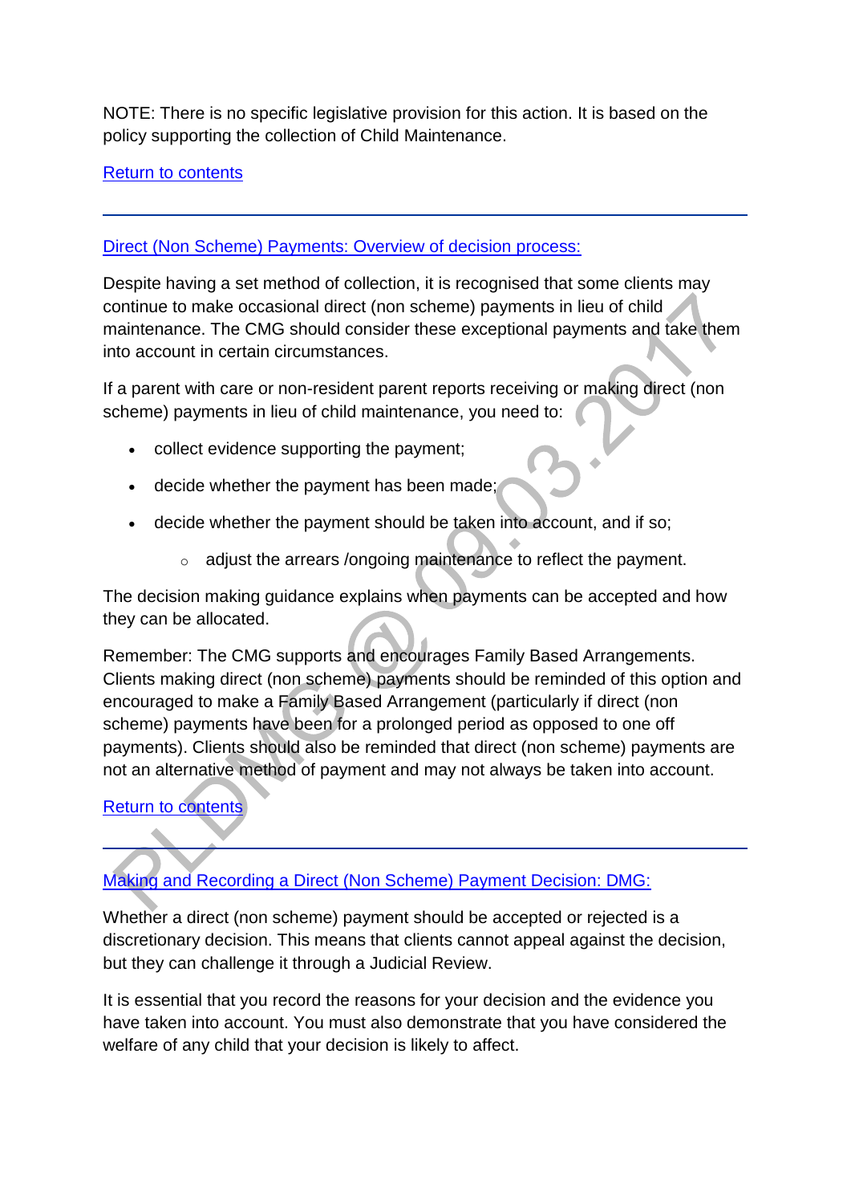NOTE: There is no specific legislative provision for this action. It is based on the policy supporting the collection of Child Maintenance.

Return to contents

---

## Direct (Non Scheme) Payments: Overview of decision process:

Despite having a set method of collection, it is recognised that some clients may continue to make occasional direct (non scheme) payments in lieu of child maintenance. The CMG should consider these exceptional payments and take them into account in certain circumstances.

If a parent with care or non-resident parent reports receiving or making direct (non scheme) payments in lieu of child maintenance, you need to:

- collect evidence supporting the payment;
- decide whether the payment has been made;
- decide whether the payment should be taken into account, and if so;
  - adjust the arrears /ongoing maintenance to reflect the payment.

The decision making guidance explains when payments can be accepted and how they can be allocated.

Remember: The CMG supports and encourages Family Based Arrangements. Clients making direct (non scheme) payments should be reminded of this option and encouraged to make a Family Based Arrangement (particularly if direct (non scheme) payments have been for a prolonged period as opposed to one off payments). Clients should also be reminded that direct (non scheme) payments are not an alternative method of payment and may not always be taken into account.

Return to contents

---

## Making and Recording a Direct (Non Scheme) Payment Decision: DMG:

Whether a direct (non scheme) payment should be accepted or rejected is a discretionary decision. This means that clients cannot appeal against the decision, but they can challenge it through a Judicial Review.

It is essential that you record the reasons for your decision and the evidence you have taken into account. You must also demonstrate that you have considered the welfare of any child that your decision is likely to affect.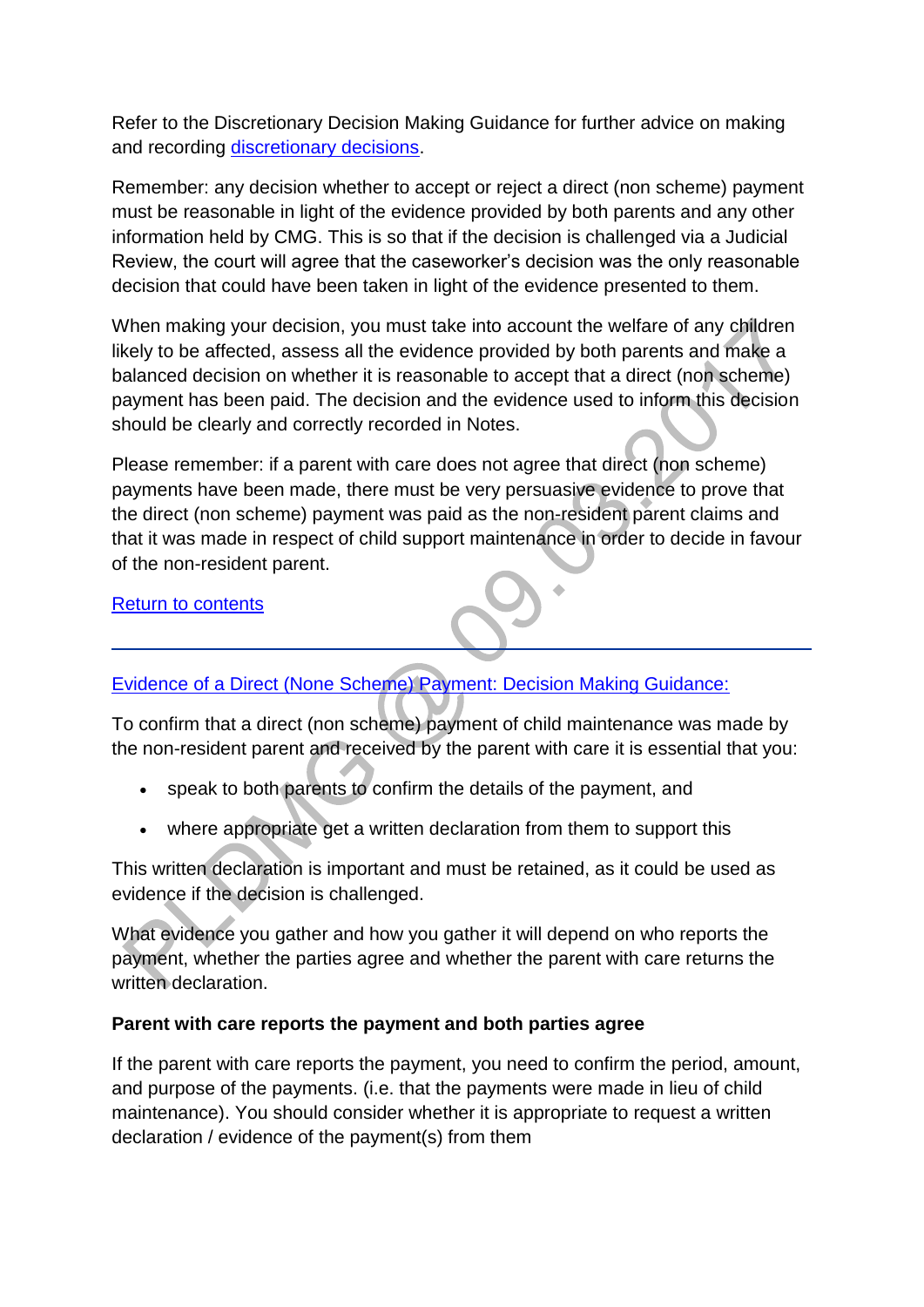Refer to the Discretionary Decision Making Guidance for further advice on making and recording discretionary decisions.

Remember: any decision whether to accept or reject a direct (non scheme) payment must be reasonable in light of the evidence provided by both parents and any other information held by CMG. This is so that if the decision is challenged via a Judicial Review, the court will agree that the caseworker's decision was the only reasonable decision that could have been taken in light of the evidence presented to them.

When making your decision, you must take into account the welfare of any children likely to be affected, assess all the evidence provided by both parents and make a balanced decision on whether it is reasonable to accept that a direct (non scheme) payment has been paid. The decision and the evidence used to inform this decision should be clearly and correctly recorded in Notes.

Please remember: if a parent with care does not agree that direct (non scheme) payments have been made, there must be very persuasive evidence to prove that the direct (non scheme) payment was paid as the non-resident parent claims and that it was made in respect of child support maintenance in order to decide in favour of the non-resident parent.

Return to contents

---

Evidence of a Direct (None Scheme) Payment: Decision Making Guidance:

To confirm that a direct (non scheme) payment of child maintenance was made by the non-resident parent and received by the parent with care it is essential that you:

- speak to both parents to confirm the details of the payment, and
- where appropriate get a written declaration from them to support this

This written declaration is important and must be retained, as it could be used as evidence if the decision is challenged.

What evidence you gather and how you gather it will depend on who reports the payment, whether the parties agree and whether the parent with care returns the written declaration.

**Parent with care reports the payment and both parties agree**

If the parent with care reports the payment, you need to confirm the period, amount, and purpose of the payments. (i.e. that the payments were made in lieu of child maintenance). You should consider whether it is appropriate to request a written declaration / evidence of the payment(s) from them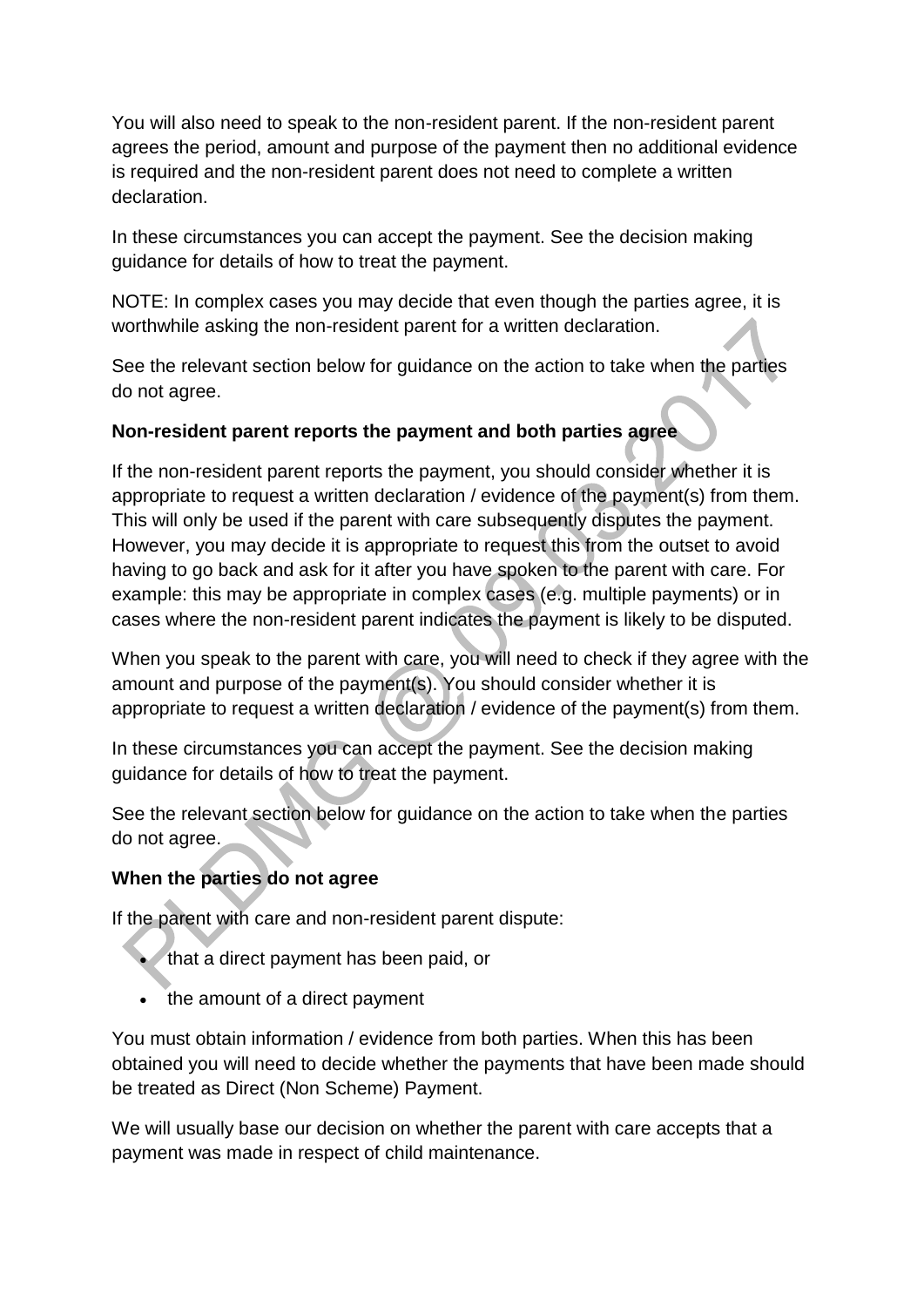You will also need to speak to the non-resident parent. If the non-resident parent agrees the period, amount and purpose of the payment then no additional evidence is required and the non-resident parent does not need to complete a written declaration.

In these circumstances you can accept the payment. See the decision making guidance for details of how to treat the payment.

NOTE: In complex cases you may decide that even though the parties agree, it is worthwhile asking the non-resident parent for a written declaration.

See the relevant section below for guidance on the action to take when the parties do not agree.

**Non-resident parent reports the payment and both parties agree**

If the non-resident parent reports the payment, you should consider whether it is appropriate to request a written declaration / evidence of the payment(s) from them. This will only be used if the parent with care subsequently disputes the payment. However, you may decide it is appropriate to request this from the outset to avoid having to go back and ask for it after you have spoken to the parent with care. For example: this may be appropriate in complex cases (e.g. multiple payments) or in cases where the non-resident parent indicates the payment is likely to be disputed.

When you speak to the parent with care, you will need to check if they agree with the amount and purpose of the payment(s). You should consider whether it is appropriate to request a written declaration / evidence of the payment(s) from them.

In these circumstances you can accept the payment. See the decision making guidance for details of how to treat the payment.

See the relevant section below for guidance on the action to take when the parties do not agree.

**When the parties do not agree**

If the parent with care and non-resident parent dispute:

- that a direct payment has been paid, or
- the amount of a direct payment

You must obtain information / evidence from both parties. When this has been obtained you will need to decide whether the payments that have been made should be treated as Direct (Non Scheme) Payment.

We will usually base our decision on whether the parent with care accepts that a payment was made in respect of child maintenance.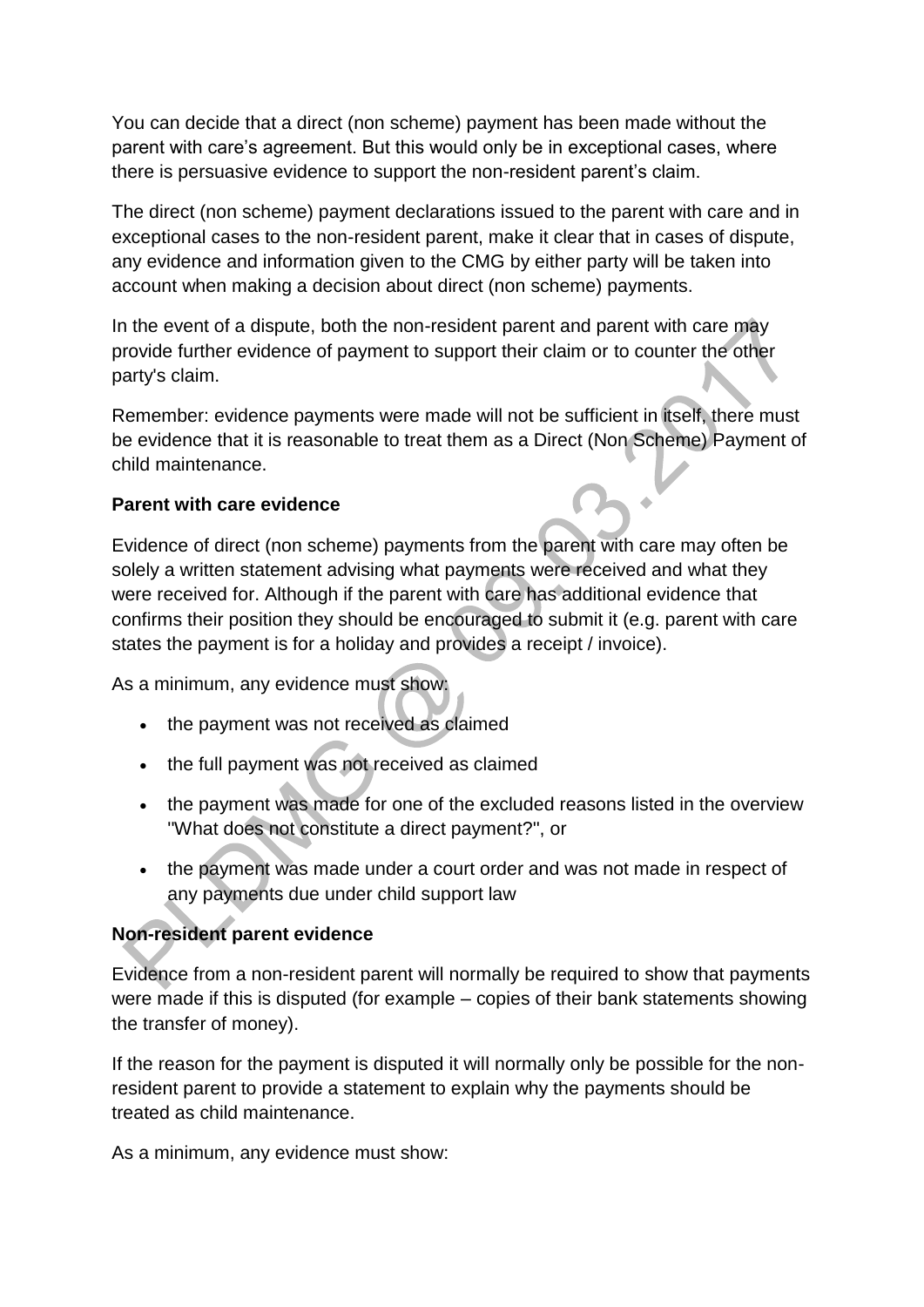You can decide that a direct (non scheme) payment has been made without the parent with care's agreement. But this would only be in exceptional cases, where there is persuasive evidence to support the non-resident parent's claim.

The direct (non scheme) payment declarations issued to the parent with care and in exceptional cases to the non-resident parent, make it clear that in cases of dispute, any evidence and information given to the CMG by either party will be taken into account when making a decision about direct (non scheme) payments.

In the event of a dispute, both the non-resident parent and parent with care may provide further evidence of payment to support their claim or to counter the other party's claim.

Remember: evidence payments were made will not be sufficient in itself, there must be evidence that it is reasonable to treat them as a Direct (Non Scheme) Payment of child maintenance.

**Parent with care evidence**

Evidence of direct (non scheme) payments from the parent with care may often be solely a written statement advising what payments were received and what they were received for. Although if the parent with care has additional evidence that confirms their position they should be encouraged to submit it (e.g. parent with care states the payment is for a holiday and provides a receipt / invoice).

As a minimum, any evidence must show:

- the payment was not received as claimed
- the full payment was not received as claimed
- the payment was made for one of the excluded reasons listed in the overview "What does not constitute a direct payment?", or
- the payment was made under a court order and was not made in respect of any payments due under child support law

**Non-resident parent evidence**

Evidence from a non-resident parent will normally be required to show that payments were made if this is disputed (for example – copies of their bank statements showing the transfer of money).

If the reason for the payment is disputed it will normally only be possible for the non-resident parent to provide a statement to explain why the payments should be treated as child maintenance.

As a minimum, any evidence must show: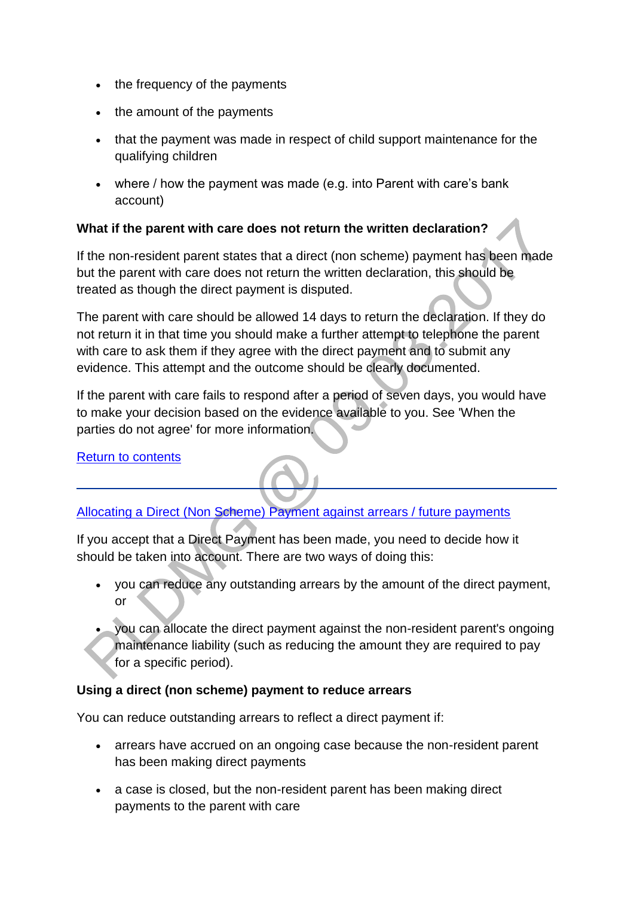- the frequency of the payments
- the amount of the payments
- that the payment was made in respect of child support maintenance for the qualifying children
- where / how the payment was made (e.g. into Parent with care's bank account)

**What if the parent with care does not return the written declaration?**

If the non-resident parent states that a direct (non scheme) payment has been made but the parent with care does not return the written declaration, this should be treated as though the direct payment is disputed.

The parent with care should be allowed 14 days to return the declaration. If they do not return it in that time you should make a further attempt to telephone the parent with care to ask them if they agree with the direct payment and to submit any evidence. This attempt and the outcome should be clearly documented.

If the parent with care fails to respond after a period of seven days, you would have to make your decision based on the evidence available to you. See 'When the parties do not agree' for more information.

Return to contents

---

Allocating a Direct (Non Scheme) Payment against arrears / future payments

If you accept that a Direct Payment has been made, you need to decide how it should be taken into account. There are two ways of doing this:

- you can reduce any outstanding arrears by the amount of the direct payment, or
- you can allocate the direct payment against the non-resident parent's ongoing maintenance liability (such as reducing the amount they are required to pay for a specific period).

**Using a direct (non scheme) payment to reduce arrears**

You can reduce outstanding arrears to reflect a direct payment if:

- arrears have accrued on an ongoing case because the non-resident parent has been making direct payments
- a case is closed, but the non-resident parent has been making direct payments to the parent with care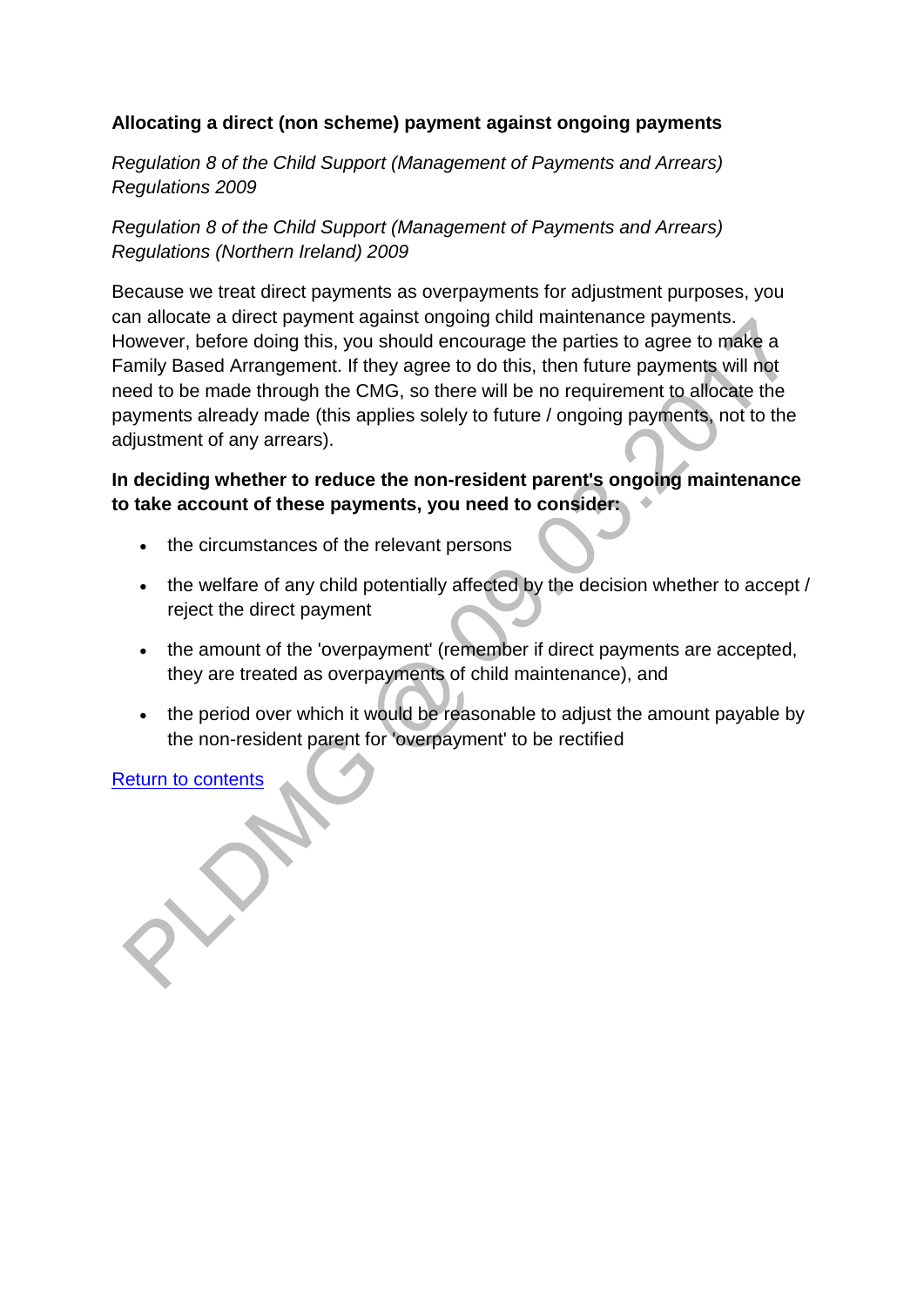**Allocating a direct (non scheme) payment against ongoing payments**

*Regulation 8 of the Child Support (Management of Payments and Arrears) Regulations 2009*

*Regulation 8 of the Child Support (Management of Payments and Arrears) Regulations (Northern Ireland) 2009*

Because we treat direct payments as overpayments for adjustment purposes, you can allocate a direct payment against ongoing child maintenance payments. However, before doing this, you should encourage the parties to agree to make a Family Based Arrangement. If they agree to do this, then future payments will not need to be made through the CMG, so there will be no requirement to allocate the payments already made (this applies solely to future / ongoing payments, not to the adjustment of any arrears).

**In deciding whether to reduce the non-resident parent's ongoing maintenance to take account of these payments, you need to consider:**

- the circumstances of the relevant persons
- the welfare of any child potentially affected by the decision whether to accept / reject the direct payment
- the amount of the 'overpayment' (remember if direct payments are accepted, they are treated as overpayments of child maintenance), and
- the period over which it would be reasonable to adjust the amount payable by the non-resident parent for 'overpayment' to be rectified

Return to contents